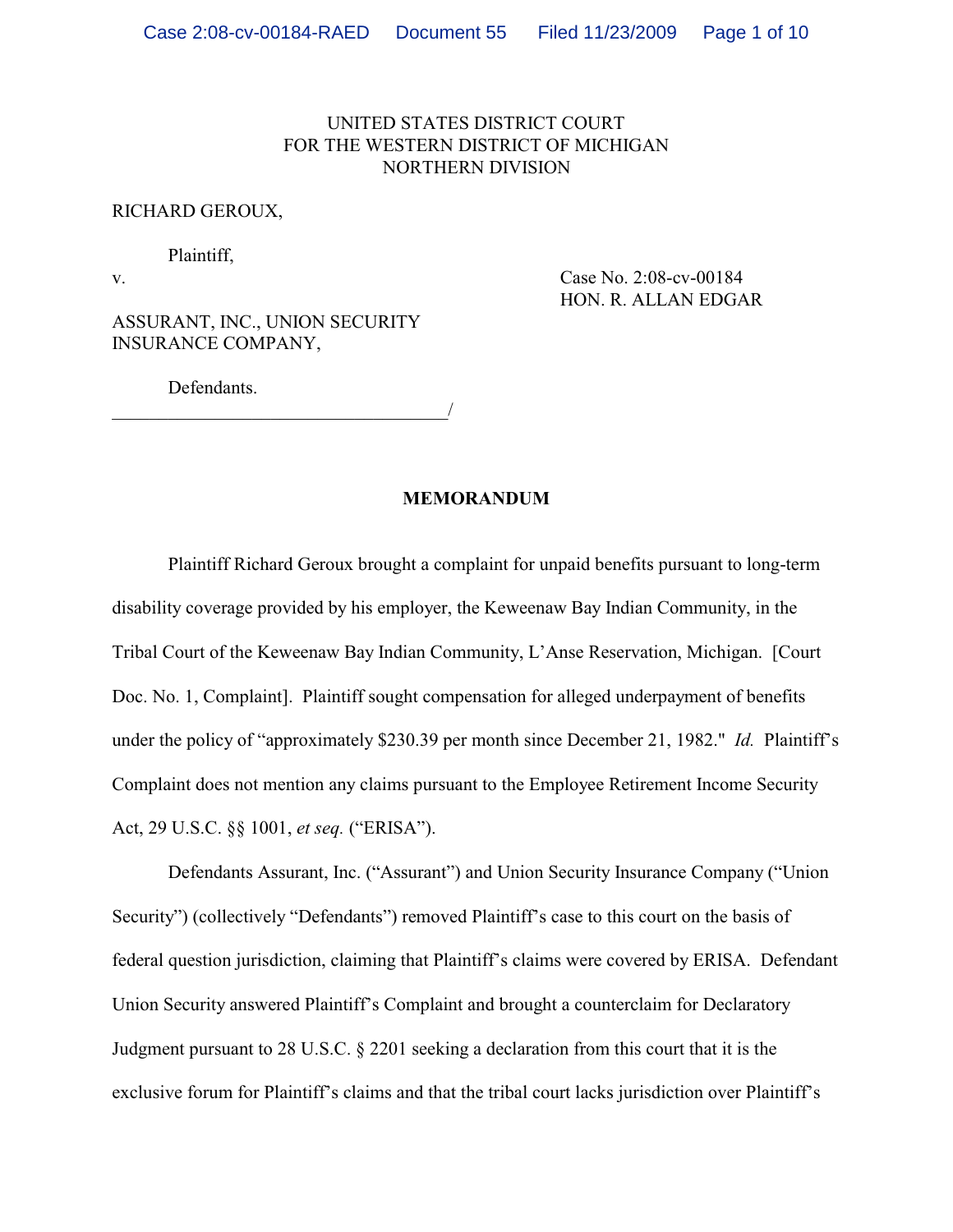UNITED STATES DISTRICT COURT
FOR THE WESTERN DISTRICT OF MICHIGAN
NORTHERN DIVISION

RICHARD GEROUX,

Plaintiff,

v.

Case No. 2:08-cv-00184
HON. R. ALLAN EDGAR

ASSURANT, INC., UNION SECURITY INSURANCE COMPANY,

Defendants.

______________________________________/

**MEMORANDUM**

Plaintiff Richard Geroux brought a complaint for unpaid benefits pursuant to long-term disability coverage provided by his employer, the Keweenaw Bay Indian Community, in the Tribal Court of the Keweenaw Bay Indian Community, L'Anse Reservation, Michigan. [Court Doc. No. 1, Complaint]. Plaintiff sought compensation for alleged underpayment of benefits under the policy of "approximately $230.39 per month since December 21, 1982." *Id.* Plaintiff's Complaint does not mention any claims pursuant to the Employee Retirement Income Security Act, 29 U.S.C. §§ 1001, *et seq.* ("ERISA").

Defendants Assurant, Inc. ("Assurant") and Union Security Insurance Company ("Union Security") (collectively "Defendants") removed Plaintiff's case to this court on the basis of federal question jurisdiction, claiming that Plaintiff's claims were covered by ERISA. Defendant Union Security answered Plaintiff's Complaint and brought a counterclaim for Declaratory Judgment pursuant to 28 U.S.C. § 2201 seeking a declaration from this court that it is the exclusive forum for Plaintiff's claims and that the tribal court lacks jurisdiction over Plaintiff's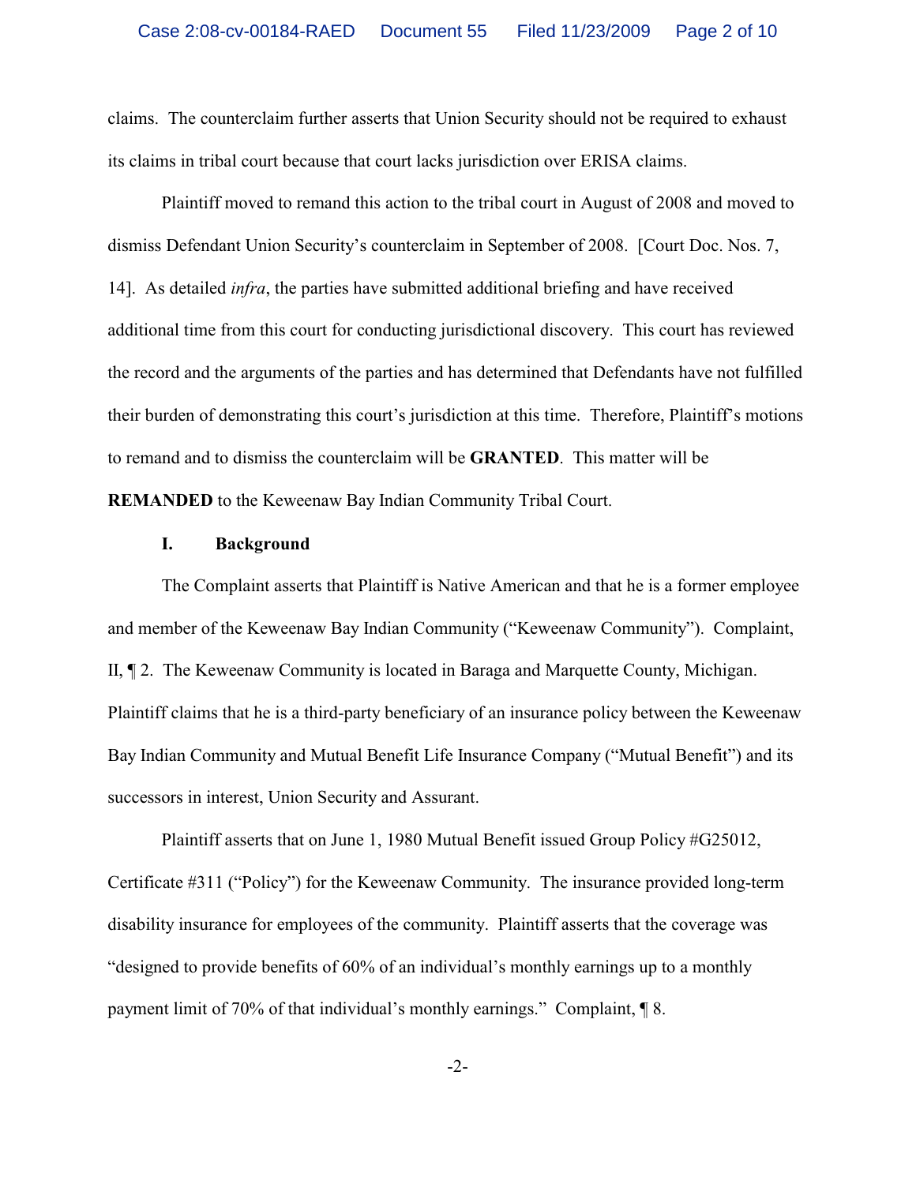claims. The counterclaim further asserts that Union Security should not be required to exhaust its claims in tribal court because that court lacks jurisdiction over ERISA claims.

Plaintiff moved to remand this action to the tribal court in August of 2008 and moved to dismiss Defendant Union Security's counterclaim in September of 2008. [Court Doc. Nos. 7, 14]. As detailed *infra*, the parties have submitted additional briefing and have received additional time from this court for conducting jurisdictional discovery. This court has reviewed the record and the arguments of the parties and has determined that Defendants have not fulfilled their burden of demonstrating this court's jurisdiction at this time. Therefore, Plaintiff's motions to remand and to dismiss the counterclaim will be **GRANTED**. This matter will be **REMANDED** to the Keweenaw Bay Indian Community Tribal Court.

## I. Background

The Complaint asserts that Plaintiff is Native American and that he is a former employee and member of the Keweenaw Bay Indian Community ("Keweenaw Community"). Complaint, II, ¶ 2. The Keweenaw Community is located in Baraga and Marquette County, Michigan. Plaintiff claims that he is a third-party beneficiary of an insurance policy between the Keweenaw Bay Indian Community and Mutual Benefit Life Insurance Company ("Mutual Benefit") and its successors in interest, Union Security and Assurant.

Plaintiff asserts that on June 1, 1980 Mutual Benefit issued Group Policy #G25012, Certificate #311 ("Policy") for the Keweenaw Community. The insurance provided long-term disability insurance for employees of the community. Plaintiff asserts that the coverage was "designed to provide benefits of 60% of an individual's monthly earnings up to a monthly payment limit of 70% of that individual's monthly earnings." Complaint, ¶ 8.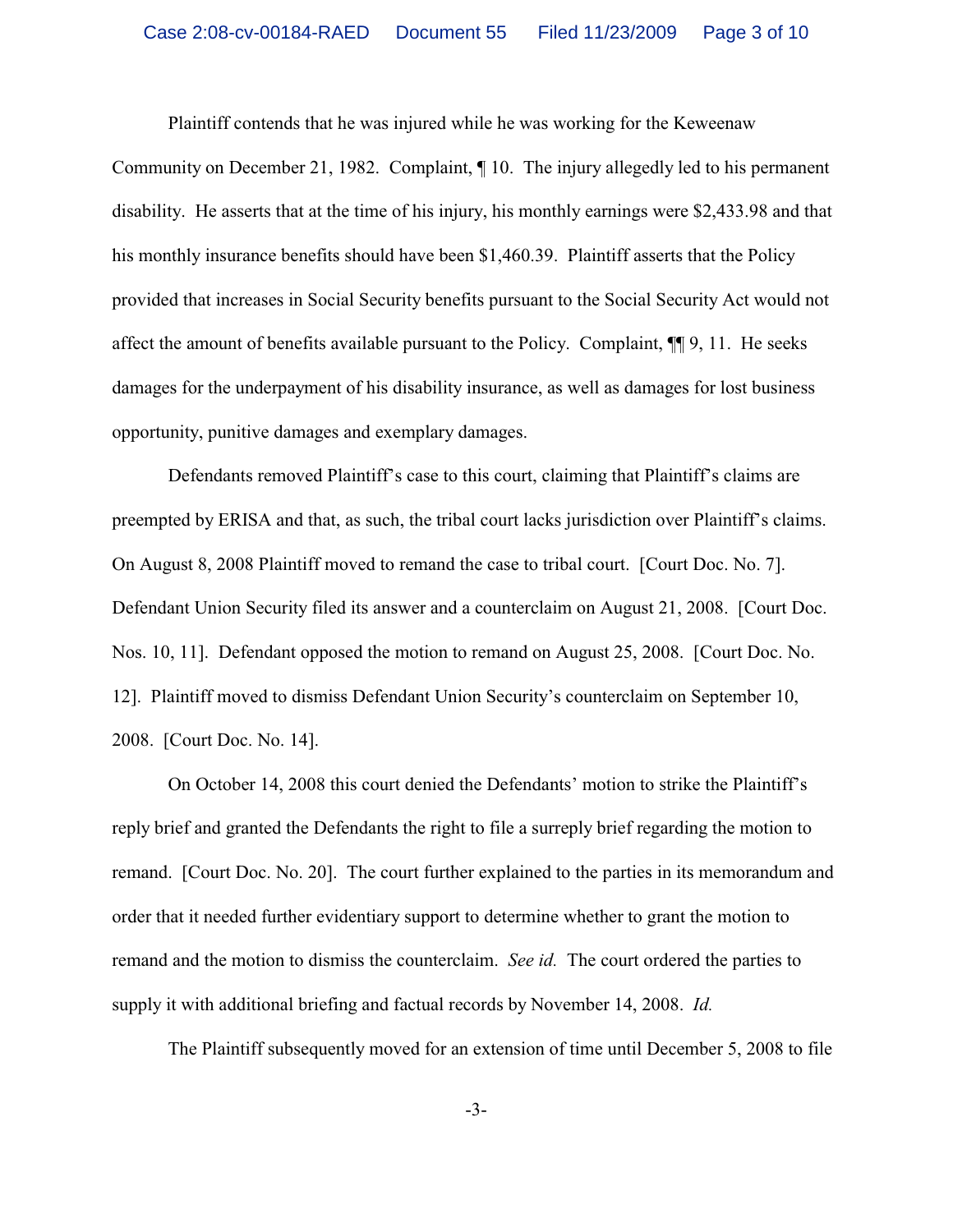Plaintiff contends that he was injured while he was working for the Keweenaw Community on December 21, 1982. Complaint, ¶ 10. The injury allegedly led to his permanent disability. He asserts that at the time of his injury, his monthly earnings were $2,433.98 and that his monthly insurance benefits should have been $1,460.39. Plaintiff asserts that the Policy provided that increases in Social Security benefits pursuant to the Social Security Act would not affect the amount of benefits available pursuant to the Policy. Complaint, ¶¶ 9, 11. He seeks damages for the underpayment of his disability insurance, as well as damages for lost business opportunity, punitive damages and exemplary damages.

Defendants removed Plaintiff's case to this court, claiming that Plaintiff's claims are preempted by ERISA and that, as such, the tribal court lacks jurisdiction over Plaintiff's claims. On August 8, 2008 Plaintiff moved to remand the case to tribal court. [Court Doc. No. 7]. Defendant Union Security filed its answer and a counterclaim on August 21, 2008. [Court Doc. Nos. 10, 11]. Defendant opposed the motion to remand on August 25, 2008. [Court Doc. No. 12]. Plaintiff moved to dismiss Defendant Union Security's counterclaim on September 10, 2008. [Court Doc. No. 14].

On October 14, 2008 this court denied the Defendants' motion to strike the Plaintiff's reply brief and granted the Defendants the right to file a surreply brief regarding the motion to remand. [Court Doc. No. 20]. The court further explained to the parties in its memorandum and order that it needed further evidentiary support to determine whether to grant the motion to remand and the motion to dismiss the counterclaim. *See id.* The court ordered the parties to supply it with additional briefing and factual records by November 14, 2008. *Id.*

The Plaintiff subsequently moved for an extension of time until December 5, 2008 to file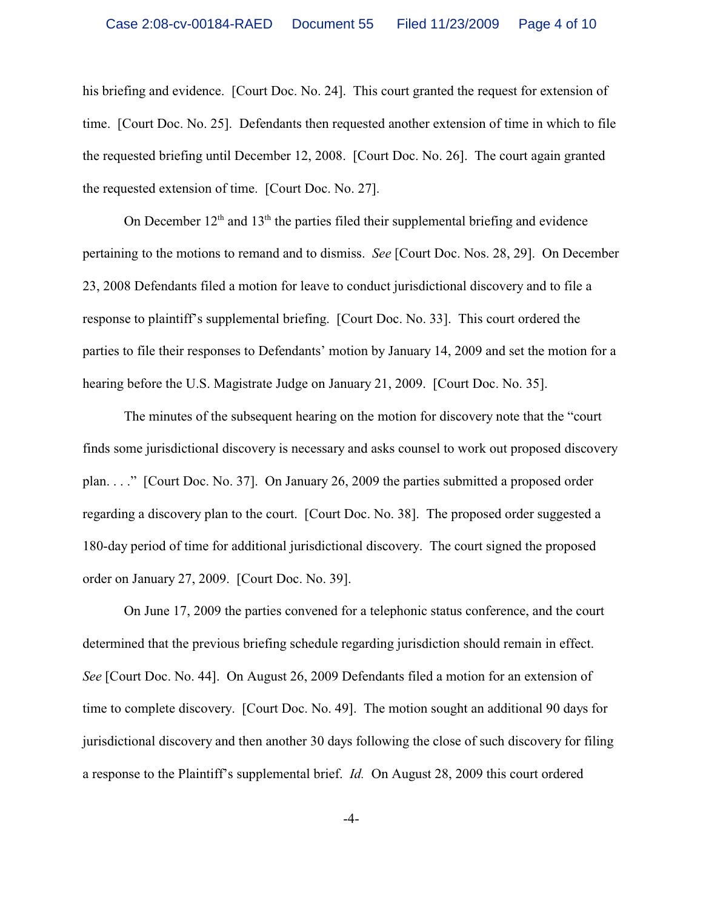his briefing and evidence. [Court Doc. No. 24]. This court granted the request for extension of time. [Court Doc. No. 25]. Defendants then requested another extension of time in which to file the requested briefing until December 12, 2008. [Court Doc. No. 26]. The court again granted the requested extension of time. [Court Doc. No. 27].

On December 12th and 13th the parties filed their supplemental briefing and evidence pertaining to the motions to remand and to dismiss. *See* [Court Doc. Nos. 28, 29]. On December 23, 2008 Defendants filed a motion for leave to conduct jurisdictional discovery and to file a response to plaintiff's supplemental briefing. [Court Doc. No. 33]. This court ordered the parties to file their responses to Defendants' motion by January 14, 2009 and set the motion for a hearing before the U.S. Magistrate Judge on January 21, 2009. [Court Doc. No. 35].

The minutes of the subsequent hearing on the motion for discovery note that the "court finds some jurisdictional discovery is necessary and asks counsel to work out proposed discovery plan. . . ." [Court Doc. No. 37]. On January 26, 2009 the parties submitted a proposed order regarding a discovery plan to the court. [Court Doc. No. 38]. The proposed order suggested a 180-day period of time for additional jurisdictional discovery. The court signed the proposed order on January 27, 2009. [Court Doc. No. 39].

On June 17, 2009 the parties convened for a telephonic status conference, and the court determined that the previous briefing schedule regarding jurisdiction should remain in effect. *See* [Court Doc. No. 44]. On August 26, 2009 Defendants filed a motion for an extension of time to complete discovery. [Court Doc. No. 49]. The motion sought an additional 90 days for jurisdictional discovery and then another 30 days following the close of such discovery for filing a response to the Plaintiff's supplemental brief. *Id.* On August 28, 2009 this court ordered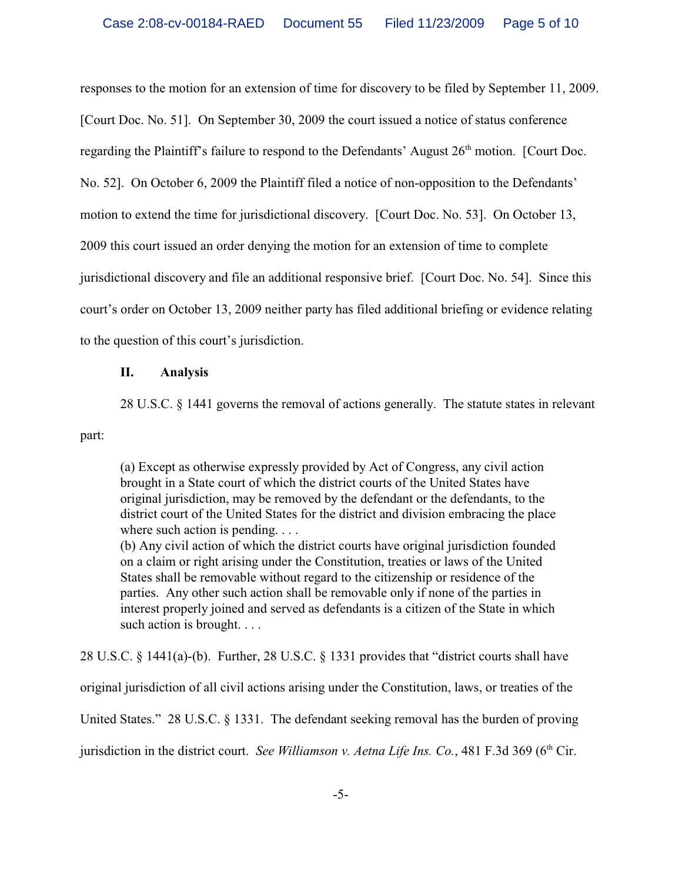responses to the motion for an extension of time for discovery to be filed by September 11, 2009. [Court Doc. No. 51]. On September 30, 2009 the court issued a notice of status conference regarding the Plaintiff's failure to respond to the Defendants' August 26th motion. [Court Doc. No. 52]. On October 6, 2009 the Plaintiff filed a notice of non-opposition to the Defendants' motion to extend the time for jurisdictional discovery. [Court Doc. No. 53]. On October 13, 2009 this court issued an order denying the motion for an extension of time to complete jurisdictional discovery and file an additional responsive brief. [Court Doc. No. 54]. Since this court's order on October 13, 2009 neither party has filed additional briefing or evidence relating to the question of this court's jurisdiction.

## II. Analysis

28 U.S.C. § 1441 governs the removal of actions generally. The statute states in relevant part:

> (a) Except as otherwise expressly provided by Act of Congress, any civil action brought in a State court of which the district courts of the United States have original jurisdiction, may be removed by the defendant or the defendants, to the district court of the United States for the district and division embracing the place where such action is pending. . . .
> (b) Any civil action of which the district courts have original jurisdiction founded on a claim or right arising under the Constitution, treaties or laws of the United States shall be removable without regard to the citizenship or residence of the parties. Any other such action shall be removable only if none of the parties in interest properly joined and served as defendants is a citizen of the State in which such action is brought. . . .

28 U.S.C. § 1441(a)-(b). Further, 28 U.S.C. § 1331 provides that "district courts shall have original jurisdiction of all civil actions arising under the Constitution, laws, or treaties of the United States." 28 U.S.C. § 1331. The defendant seeking removal has the burden of proving jurisdiction in the district court. *See Williamson v. Aetna Life Ins. Co.*, 481 F.3d 369 (6th Cir.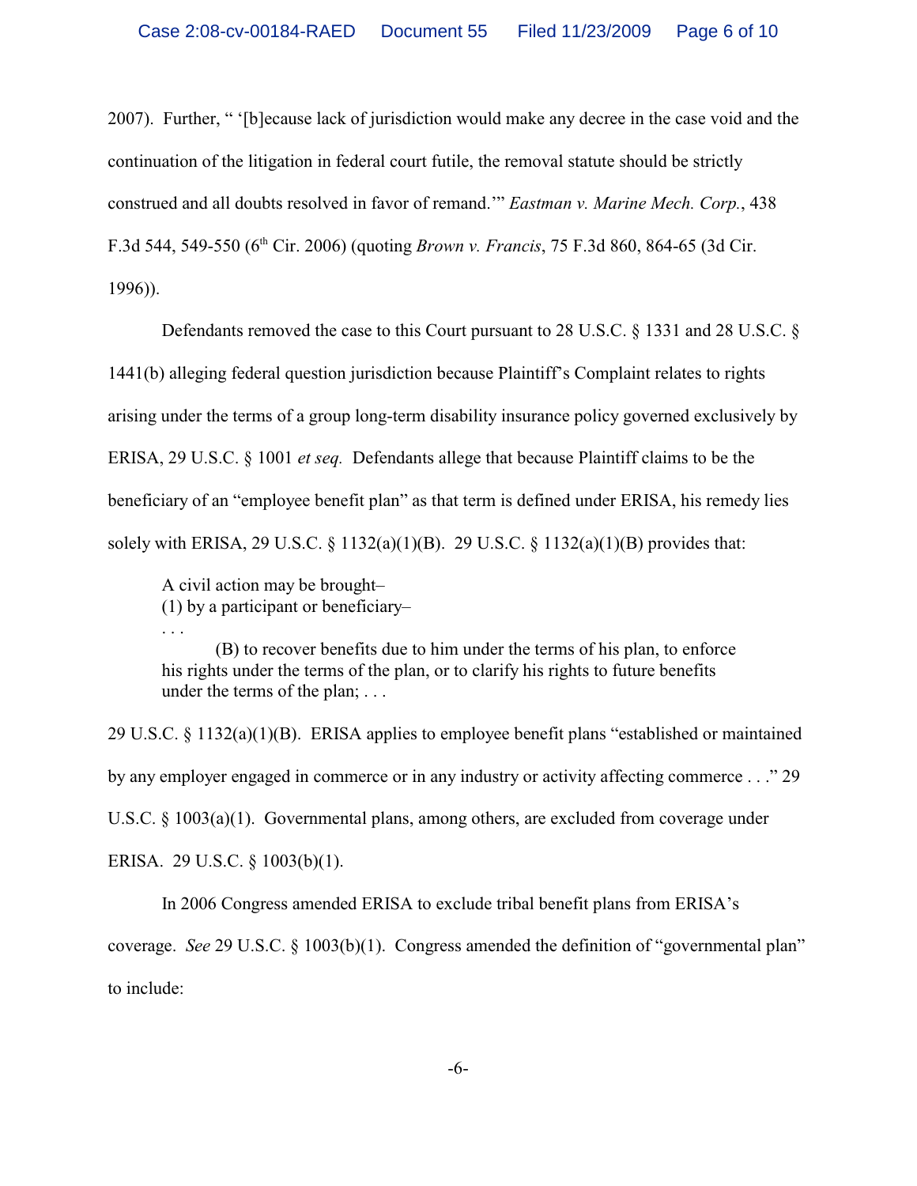2007). Further, " '[b]ecause lack of jurisdiction would make any decree in the case void and the continuation of the litigation in federal court futile, the removal statute should be strictly construed and all doubts resolved in favor of remand.' " *Eastman v. Marine Mech. Corp.*, 438 F.3d 544, 549-550 (6th Cir. 2006) (quoting *Brown v. Francis*, 75 F.3d 860, 864-65 (3d Cir. 1996)).

Defendants removed the case to this Court pursuant to 28 U.S.C. § 1331 and 28 U.S.C. § 1441(b) alleging federal question jurisdiction because Plaintiff's Complaint relates to rights arising under the terms of a group long-term disability insurance policy governed exclusively by ERISA, 29 U.S.C. § 1001 *et seq.* Defendants allege that because Plaintiff claims to be the beneficiary of an "employee benefit plan" as that term is defined under ERISA, his remedy lies solely with ERISA, 29 U.S.C. § 1132(a)(1)(B). 29 U.S.C. § 1132(a)(1)(B) provides that:

> A civil action may be brought–
> (1) by a participant or beneficiary–
> . . .
> (B) to recover benefits due to him under the terms of his plan, to enforce his rights under the terms of the plan, or to clarify his rights to future benefits under the terms of the plan; . . .

29 U.S.C. § 1132(a)(1)(B). ERISA applies to employee benefit plans "established or maintained by any employer engaged in commerce or in any industry or activity affecting commerce . . ." 29 U.S.C. § 1003(a)(1). Governmental plans, among others, are excluded from coverage under ERISA. 29 U.S.C. § 1003(b)(1).

In 2006 Congress amended ERISA to exclude tribal benefit plans from ERISA's coverage. *See* 29 U.S.C. § 1003(b)(1). Congress amended the definition of "governmental plan" to include: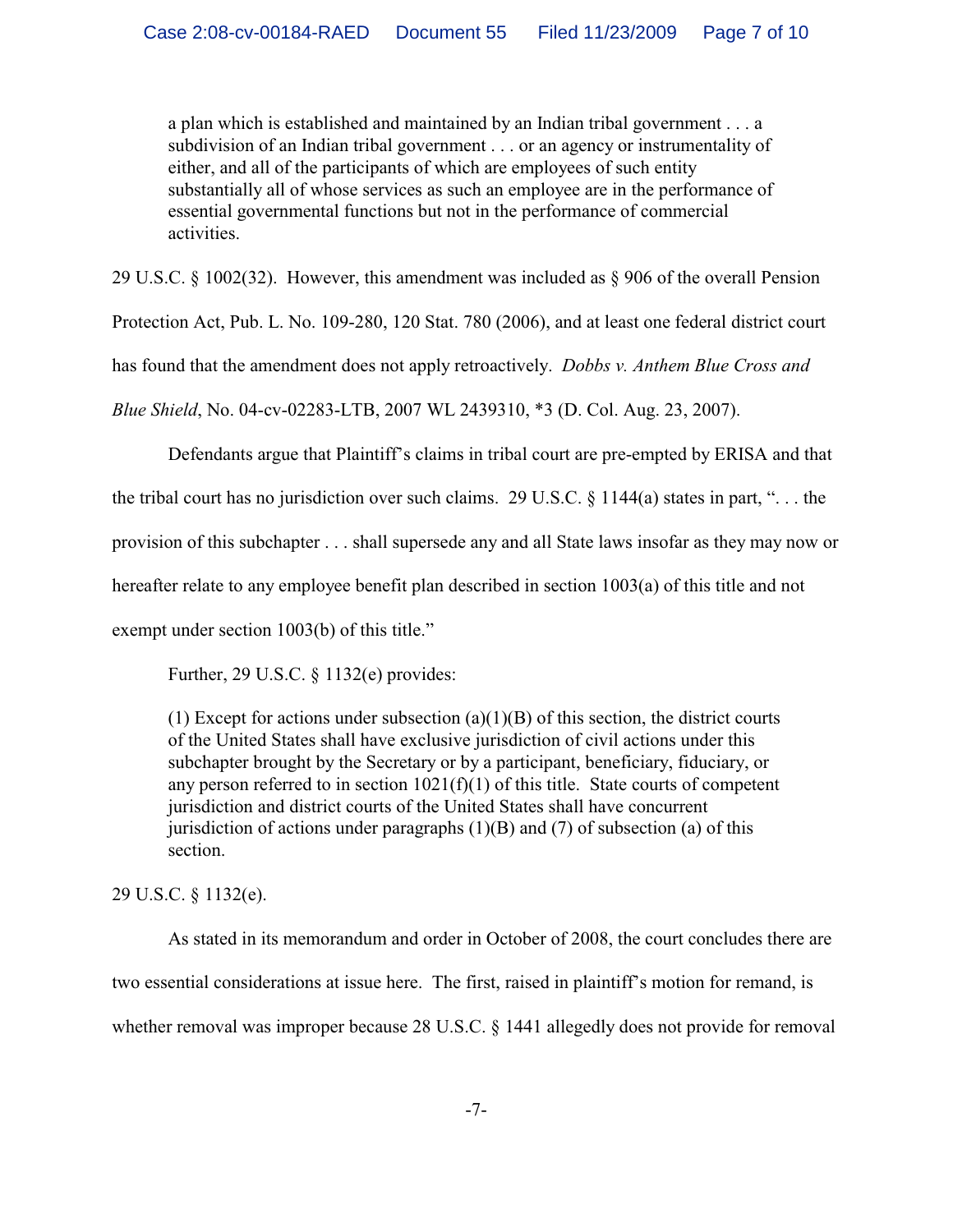> a plan which is established and maintained by an Indian tribal government . . . a subdivision of an Indian tribal government . . . or an agency or instrumentality of either, and all of the participants of which are employees of such entity substantially all of whose services as such an employee are in the performance of essential governmental functions but not in the performance of commercial activities.

29 U.S.C. § 1002(32). However, this amendment was included as § 906 of the overall Pension Protection Act, Pub. L. No. 109-280, 120 Stat. 780 (2006), and at least one federal district court has found that the amendment does not apply retroactively. *Dobbs v. Anthem Blue Cross and Blue Shield*, No. 04-cv-02283-LTB, 2007 WL 2439310, *3 (D. Col. Aug. 23, 2007).

Defendants argue that Plaintiff's claims in tribal court are pre-empted by ERISA and that the tribal court has no jurisdiction over such claims. 29 U.S.C. § 1144(a) states in part, ". . . the provision of this subchapter . . . shall supersede any and all State laws insofar as they may now or hereafter relate to any employee benefit plan described in section 1003(a) of this title and not exempt under section 1003(b) of this title."

Further, 29 U.S.C. § 1132(e) provides:

> (1) Except for actions under subsection (a)(1)(B) of this section, the district courts of the United States shall have exclusive jurisdiction of civil actions under this subchapter brought by the Secretary or by a participant, beneficiary, fiduciary, or any person referred to in section 1021(f)(1) of this title. State courts of competent jurisdiction and district courts of the United States shall have concurrent jurisdiction of actions under paragraphs (1)(B) and (7) of subsection (a) of this section.

29 U.S.C. § 1132(e).

As stated in its memorandum and order in October of 2008, the court concludes there are two essential considerations at issue here. The first, raised in plaintiff's motion for remand, is whether removal was improper because 28 U.S.C. § 1441 allegedly does not provide for removal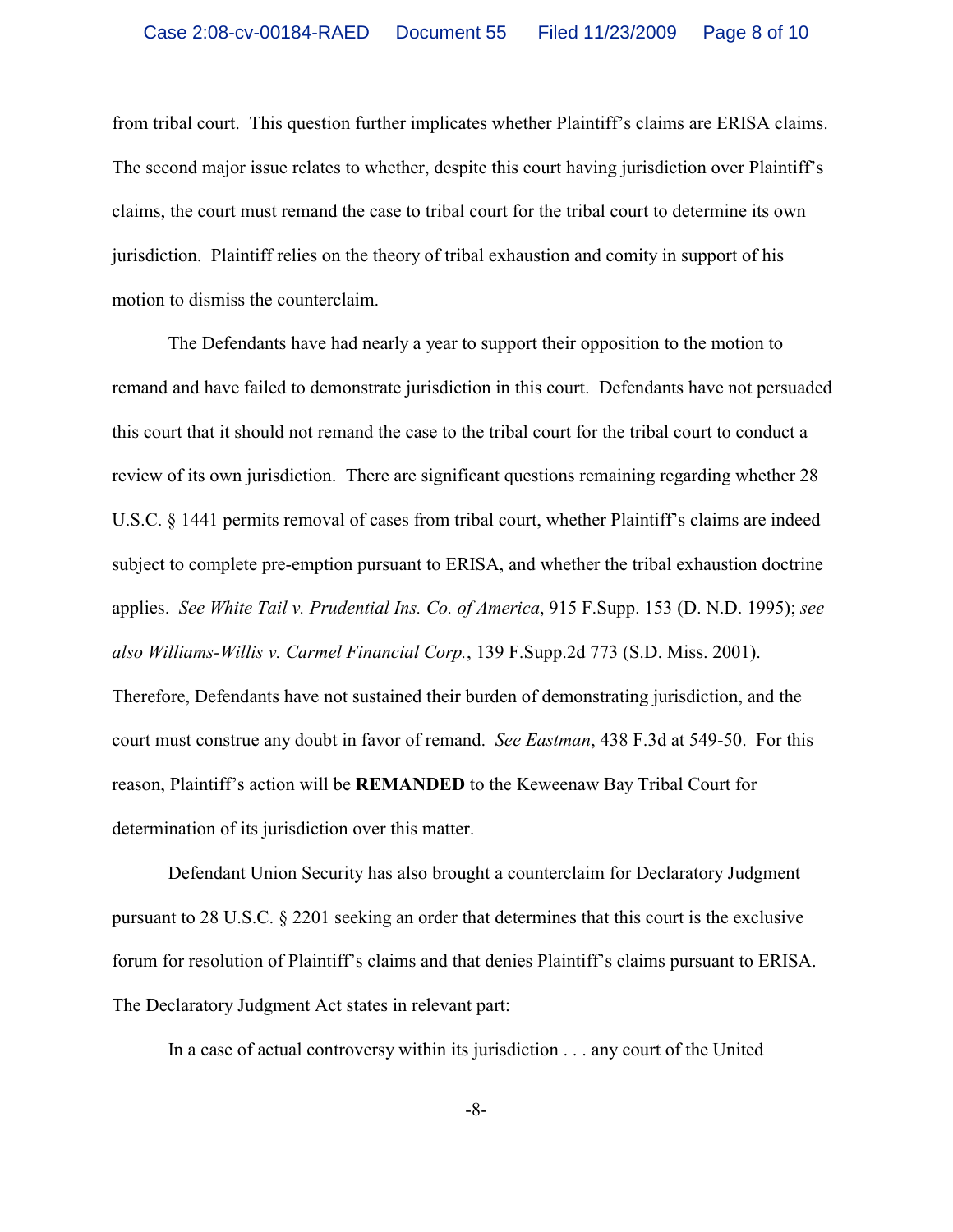from tribal court. This question further implicates whether Plaintiff's claims are ERISA claims. The second major issue relates to whether, despite this court having jurisdiction over Plaintiff's claims, the court must remand the case to tribal court for the tribal court to determine its own jurisdiction. Plaintiff relies on the theory of tribal exhaustion and comity in support of his motion to dismiss the counterclaim.

The Defendants have had nearly a year to support their opposition to the motion to remand and have failed to demonstrate jurisdiction in this court. Defendants have not persuaded this court that it should not remand the case to the tribal court for the tribal court to conduct a review of its own jurisdiction. There are significant questions remaining regarding whether 28 U.S.C. § 1441 permits removal of cases from tribal court, whether Plaintiff's claims are indeed subject to complete pre-emption pursuant to ERISA, and whether the tribal exhaustion doctrine applies. *See White Tail v. Prudential Ins. Co. of America*, 915 F.Supp. 153 (D. N.D. 1995); *see also Williams-Willis v. Carmel Financial Corp.*, 139 F.Supp.2d 773 (S.D. Miss. 2001). Therefore, Defendants have not sustained their burden of demonstrating jurisdiction, and the court must construe any doubt in favor of remand. *See Eastman*, 438 F.3d at 549-50. For this reason, Plaintiff's action will be **REMANDED** to the Keweenaw Bay Tribal Court for determination of its jurisdiction over this matter.

Defendant Union Security has also brought a counterclaim for Declaratory Judgment pursuant to 28 U.S.C. § 2201 seeking an order that determines that this court is the exclusive forum for resolution of Plaintiff's claims and that denies Plaintiff's claims pursuant to ERISA. The Declaratory Judgment Act states in relevant part:

> In a case of actual controversy within its jurisdiction . . . any court of the United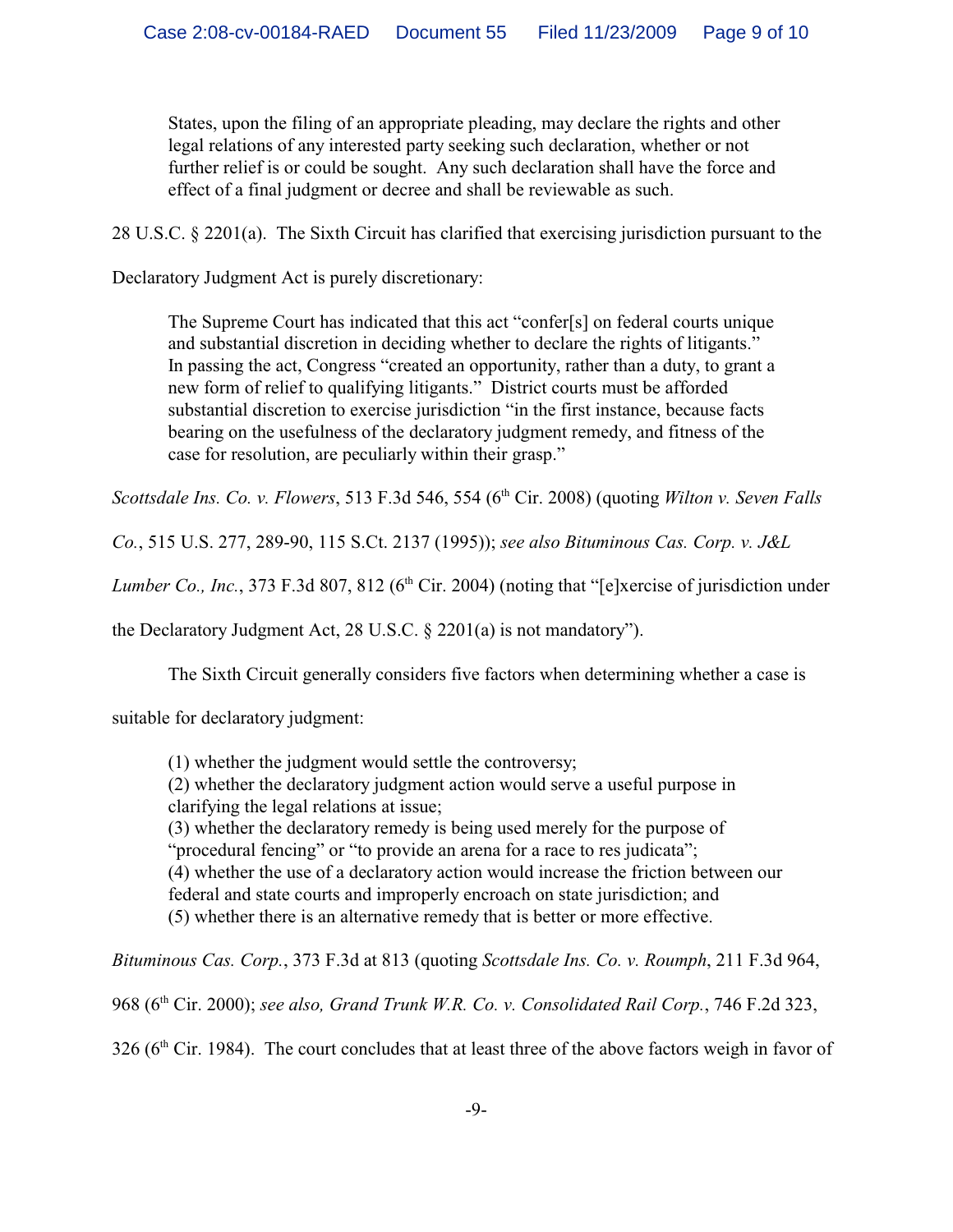> States, upon the filing of an appropriate pleading, may declare the rights and other legal relations of any interested party seeking such declaration, whether or not further relief is or could be sought. Any such declaration shall have the force and effect of a final judgment or decree and shall be reviewable as such.

28 U.S.C. § 2201(a). The Sixth Circuit has clarified that exercising jurisdiction pursuant to the Declaratory Judgment Act is purely discretionary:

> The Supreme Court has indicated that this act "confer[s] on federal courts unique and substantial discretion in deciding whether to declare the rights of litigants." In passing the act, Congress "created an opportunity, rather than a duty, to grant a new form of relief to qualifying litigants." District courts must be afforded substantial discretion to exercise jurisdiction "in the first instance, because facts bearing on the usefulness of the declaratory judgment remedy, and fitness of the case for resolution, are peculiarly within their grasp."

*Scottsdale Ins. Co. v. Flowers*, 513 F.3d 546, 554 (6th Cir. 2008) (quoting *Wilton v. Seven Falls Co.*, 515 U.S. 277, 289-90, 115 S.Ct. 2137 (1995)); *see also Bituminous Cas. Corp. v. J&L Lumber Co., Inc.*, 373 F.3d 807, 812 (6th Cir. 2004) (noting that "[e]xercise of jurisdiction under the Declaratory Judgment Act, 28 U.S.C. § 2201(a) is not mandatory").

The Sixth Circuit generally considers five factors when determining whether a case is suitable for declaratory judgment:

> (1) whether the judgment would settle the controversy;
> (2) whether the declaratory judgment action would serve a useful purpose in clarifying the legal relations at issue;
> (3) whether the declaratory remedy is being used merely for the purpose of "procedural fencing" or "to provide an arena for a race to res judicata";
> (4) whether the use of a declaratory action would increase the friction between our federal and state courts and improperly encroach on state jurisdiction; and
> (5) whether there is an alternative remedy that is better or more effective.

*Bituminous Cas. Corp.*, 373 F.3d at 813 (quoting *Scottsdale Ins. Co. v. Roumph*, 211 F.3d 964, 968 (6th Cir. 2000); *see also, Grand Trunk W.R. Co. v. Consolidated Rail Corp.*, 746 F.2d 323, 326 (6th Cir. 1984). The court concludes that at least three of the above factors weigh in favor of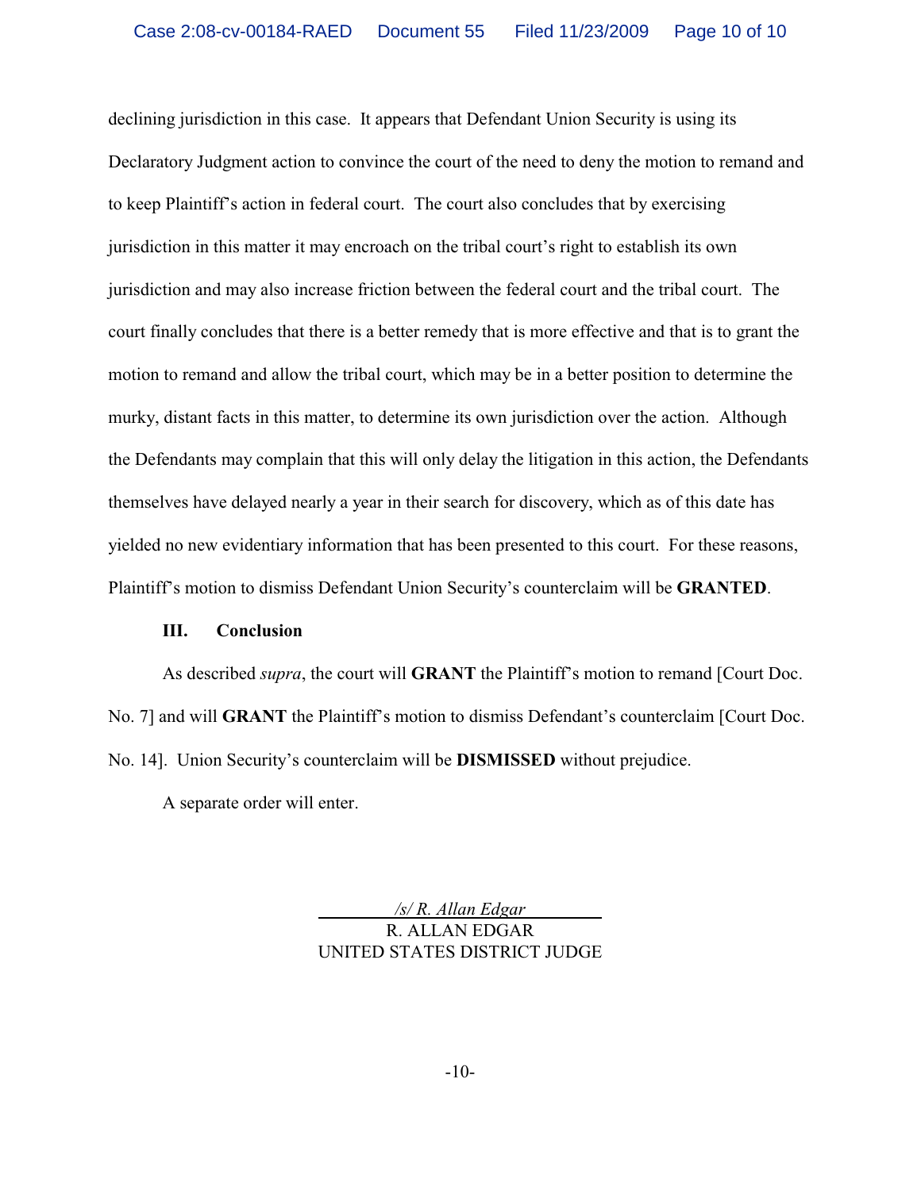declining jurisdiction in this case. It appears that Defendant Union Security is using its Declaratory Judgment action to convince the court of the need to deny the motion to remand and to keep Plaintiff's action in federal court. The court also concludes that by exercising jurisdiction in this matter it may encroach on the tribal court's right to establish its own jurisdiction and may also increase friction between the federal court and the tribal court. The court finally concludes that there is a better remedy that is more effective and that is to grant the motion to remand and allow the tribal court, which may be in a better position to determine the murky, distant facts in this matter, to determine its own jurisdiction over the action. Although the Defendants may complain that this will only delay the litigation in this action, the Defendants themselves have delayed nearly a year in their search for discovery, which as of this date has yielded no new evidentiary information that has been presented to this court. For these reasons, Plaintiff's motion to dismiss Defendant Union Security's counterclaim will be **GRANTED**.

## III. Conclusion

As described *supra*, the court will **GRANT** the Plaintiff's motion to remand [Court Doc. No. 7] and will **GRANT** the Plaintiff's motion to dismiss Defendant's counterclaim [Court Doc. No. 14]. Union Security's counterclaim will be **DISMISSED** without prejudice.

A separate order will enter.

*/s/ R. Allan Edgar*
R. ALLAN EDGAR
UNITED STATES DISTRICT JUDGE